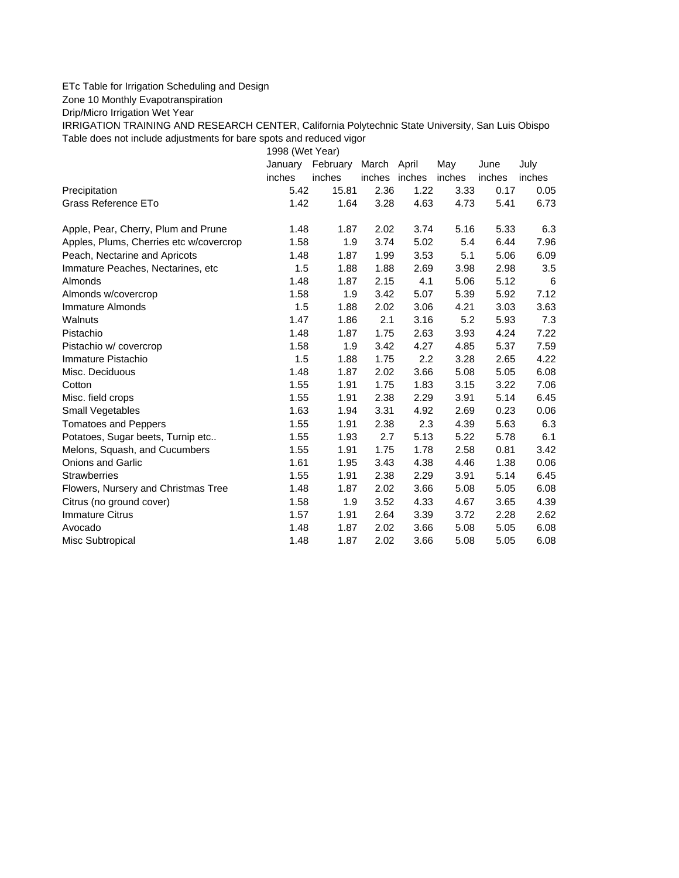ETc Table for Irrigation Scheduling and Design

Zone 10 Monthly Evapotranspiration

Drip/Micro Irrigation Wet Year

IRRIGATION TRAINING AND RESEARCH CENTER, California Polytechnic State University, San Luis Obispo

Table does not include adjustments for bare spots and reduced vigor

| | 1998 (Wet Year) | | | | | | |
|---|---|---|---|---|---|---|---|
| | January | February | March | April | May | June | July |
| | inches | inches | inches | inches | inches | inches | inches |
| Precipitation | 5.42 | 15.81 | 2.36 | 1.22 | 3.33 | 0.17 | 0.05 |
| Grass Reference ETo | 1.42 | 1.64 | 3.28 | 4.63 | 4.73 | 5.41 | 6.73 |
| | | | | | | | |
| Apple, Pear, Cherry, Plum and Prune | 1.48 | 1.87 | 2.02 | 3.74 | 5.16 | 5.33 | 6.3 |
| Apples, Plums, Cherries etc w/covercrop | 1.58 | 1.9 | 3.74 | 5.02 | 5.4 | 6.44 | 7.96 |
| Peach, Nectarine and Apricots | 1.48 | 1.87 | 1.99 | 3.53 | 5.1 | 5.06 | 6.09 |
| Immature Peaches, Nectarines, etc | 1.5 | 1.88 | 1.88 | 2.69 | 3.98 | 2.98 | 3.5 |
| Almonds | 1.48 | 1.87 | 2.15 | 4.1 | 5.06 | 5.12 | 6 |
| Almonds w/covercrop | 1.58 | 1.9 | 3.42 | 5.07 | 5.39 | 5.92 | 7.12 |
| Immature Almonds | 1.5 | 1.88 | 2.02 | 3.06 | 4.21 | 3.03 | 3.63 |
| Walnuts | 1.47 | 1.86 | 2.1 | 3.16 | 5.2 | 5.93 | 7.3 |
| Pistachio | 1.48 | 1.87 | 1.75 | 2.63 | 3.93 | 4.24 | 7.22 |
| Pistachio w/ covercrop | 1.58 | 1.9 | 3.42 | 4.27 | 4.85 | 5.37 | 7.59 |
| Immature Pistachio | 1.5 | 1.88 | 1.75 | 2.2 | 3.28 | 2.65 | 4.22 |
| Misc. Deciduous | 1.48 | 1.87 | 2.02 | 3.66 | 5.08 | 5.05 | 6.08 |
| Cotton | 1.55 | 1.91 | 1.75 | 1.83 | 3.15 | 3.22 | 7.06 |
| Misc. field crops | 1.55 | 1.91 | 2.38 | 2.29 | 3.91 | 5.14 | 6.45 |
| Small Vegetables | 1.63 | 1.94 | 3.31 | 4.92 | 2.69 | 0.23 | 0.06 |
| Tomatoes and Peppers | 1.55 | 1.91 | 2.38 | 2.3 | 4.39 | 5.63 | 6.3 |
| Potatoes, Sugar beets, Turnip etc.. | 1.55 | 1.93 | 2.7 | 5.13 | 5.22 | 5.78 | 6.1 |
| Melons, Squash, and Cucumbers | 1.55 | 1.91 | 1.75 | 1.78 | 2.58 | 0.81 | 3.42 |
| Onions and Garlic | 1.61 | 1.95 | 3.43 | 4.38 | 4.46 | 1.38 | 0.06 |
| Strawberries | 1.55 | 1.91 | 2.38 | 2.29 | 3.91 | 5.14 | 6.45 |
| Flowers, Nursery and Christmas Tree | 1.48 | 1.87 | 2.02 | 3.66 | 5.08 | 5.05 | 6.08 |
| Citrus (no ground cover) | 1.58 | 1.9 | 3.52 | 4.33 | 4.67 | 3.65 | 4.39 |
| Immature Citrus | 1.57 | 1.91 | 2.64 | 3.39 | 3.72 | 2.28 | 2.62 |
| Avocado | 1.48 | 1.87 | 2.02 | 3.66 | 5.08 | 5.05 | 6.08 |
| Misc Subtropical | 1.48 | 1.87 | 2.02 | 3.66 | 5.08 | 5.05 | 6.08 |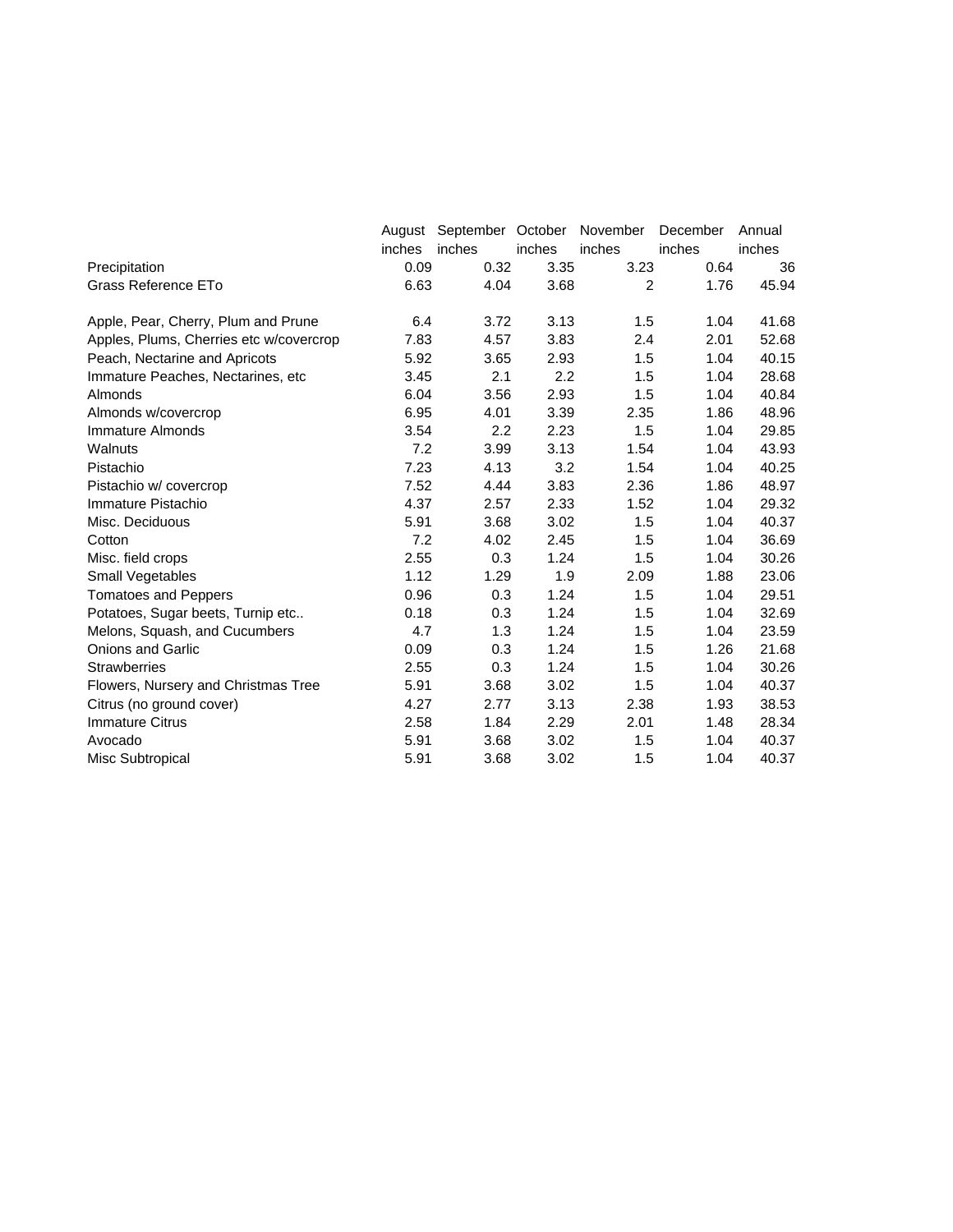| | August inches | September inches | October inches | November inches | December inches | Annual inches |
|---|---|---|---|---|---|---|
| Precipitation | 0.09 | 0.32 | 3.35 | 3.23 | 0.64 | 36 |
| Grass Reference ETo | 6.63 | 4.04 | 3.68 | 2 | 1.76 | 45.94 |
| | | | | | | |
| Apple, Pear, Cherry, Plum and Prune | 6.4 | 3.72 | 3.13 | 1.5 | 1.04 | 41.68 |
| Apples, Plums, Cherries etc w/covercrop | 7.83 | 4.57 | 3.83 | 2.4 | 2.01 | 52.68 |
| Peach, Nectarine and Apricots | 5.92 | 3.65 | 2.93 | 1.5 | 1.04 | 40.15 |
| Immature Peaches, Nectarines, etc | 3.45 | 2.1 | 2.2 | 1.5 | 1.04 | 28.68 |
| Almonds | 6.04 | 3.56 | 2.93 | 1.5 | 1.04 | 40.84 |
| Almonds w/covercrop | 6.95 | 4.01 | 3.39 | 2.35 | 1.86 | 48.96 |
| Immature Almonds | 3.54 | 2.2 | 2.23 | 1.5 | 1.04 | 29.85 |
| Walnuts | 7.2 | 3.99 | 3.13 | 1.54 | 1.04 | 43.93 |
| Pistachio | 7.23 | 4.13 | 3.2 | 1.54 | 1.04 | 40.25 |
| Pistachio w/ covercrop | 7.52 | 4.44 | 3.83 | 2.36 | 1.86 | 48.97 |
| Immature Pistachio | 4.37 | 2.57 | 2.33 | 1.52 | 1.04 | 29.32 |
| Misc. Deciduous | 5.91 | 3.68 | 3.02 | 1.5 | 1.04 | 40.37 |
| Cotton | 7.2 | 4.02 | 2.45 | 1.5 | 1.04 | 36.69 |
| Misc. field crops | 2.55 | 0.3 | 1.24 | 1.5 | 1.04 | 30.26 |
| Small Vegetables | 1.12 | 1.29 | 1.9 | 2.09 | 1.88 | 23.06 |
| Tomatoes and Peppers | 0.96 | 0.3 | 1.24 | 1.5 | 1.04 | 29.51 |
| Potatoes, Sugar beets, Turnip etc.. | 0.18 | 0.3 | 1.24 | 1.5 | 1.04 | 32.69 |
| Melons, Squash, and Cucumbers | 4.7 | 1.3 | 1.24 | 1.5 | 1.04 | 23.59 |
| Onions and Garlic | 0.09 | 0.3 | 1.24 | 1.5 | 1.26 | 21.68 |
| Strawberries | 2.55 | 0.3 | 1.24 | 1.5 | 1.04 | 30.26 |
| Flowers, Nursery and Christmas Tree | 5.91 | 3.68 | 3.02 | 1.5 | 1.04 | 40.37 |
| Citrus (no ground cover) | 4.27 | 2.77 | 3.13 | 2.38 | 1.93 | 38.53 |
| Immature Citrus | 2.58 | 1.84 | 2.29 | 2.01 | 1.48 | 28.34 |
| Avocado | 5.91 | 3.68 | 3.02 | 1.5 | 1.04 | 40.37 |
| Misc Subtropical | 5.91 | 3.68 | 3.02 | 1.5 | 1.04 | 40.37 |